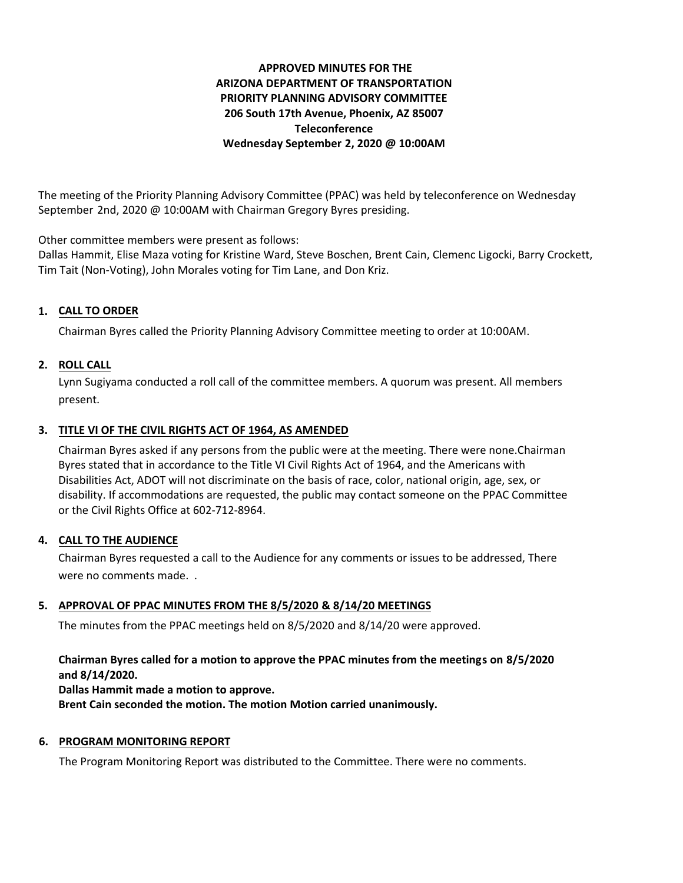**APPROVED MINUTES FOR THE**
**ARIZONA DEPARTMENT OF TRANSPORTATION**
**PRIORITY PLANNING ADVISORY COMMITTEE**
**206 South 17th Avenue, Phoenix, AZ 85007**
**Teleconference**
**Wednesday September 2, 2020 @ 10:00AM**

The meeting of the Priority Planning Advisory Committee (PPAC) was held by teleconference on Wednesday September 2nd, 2020 @ 10:00AM with Chairman Gregory Byres presiding.

Other committee members were present as follows:
Dallas Hammit, Elise Maza voting for Kristine Ward, Steve Boschen, Brent Cain, Clemenc Ligocki, Barry Crockett, Tim Tait (Non-Voting), John Morales voting for Tim Lane, and Don Kriz.

## 1. CALL TO ORDER

Chairman Byres called the Priority Planning Advisory Committee meeting to order at 10:00AM.

## 2. ROLL CALL

Lynn Sugiyama conducted a roll call of the committee members. A quorum was present. All members present.

## 3. TITLE VI OF THE CIVIL RIGHTS ACT OF 1964, AS AMENDED

Chairman Byres asked if any persons from the public were at the meeting. There were none.Chairman Byres stated that in accordance to the Title VI Civil Rights Act of 1964, and the Americans with Disabilities Act, ADOT will not discriminate on the basis of race, color, national origin, age, sex, or disability. If accommodations are requested, the public may contact someone on the PPAC Committee or the Civil Rights Office at 602-712-8964.

## 4. CALL TO THE AUDIENCE

Chairman Byres requested a call to the Audience for any comments or issues to be addressed, There were no comments made. .

## 5. APPROVAL OF PPAC MINUTES FROM THE 8/5/2020 & 8/14/20 MEETINGS

The minutes from the PPAC meetings held on 8/5/2020 and 8/14/20 were approved.

**Chairman Byres called for a motion to approve the PPAC minutes from the meetings on 8/5/2020 and 8/14/2020.**
**Dallas Hammit made a motion to approve.**
**Brent Cain seconded the motion. The motion Motion carried unanimously.**

## 6. PROGRAM MONITORING REPORT

The Program Monitoring Report was distributed to the Committee. There were no comments.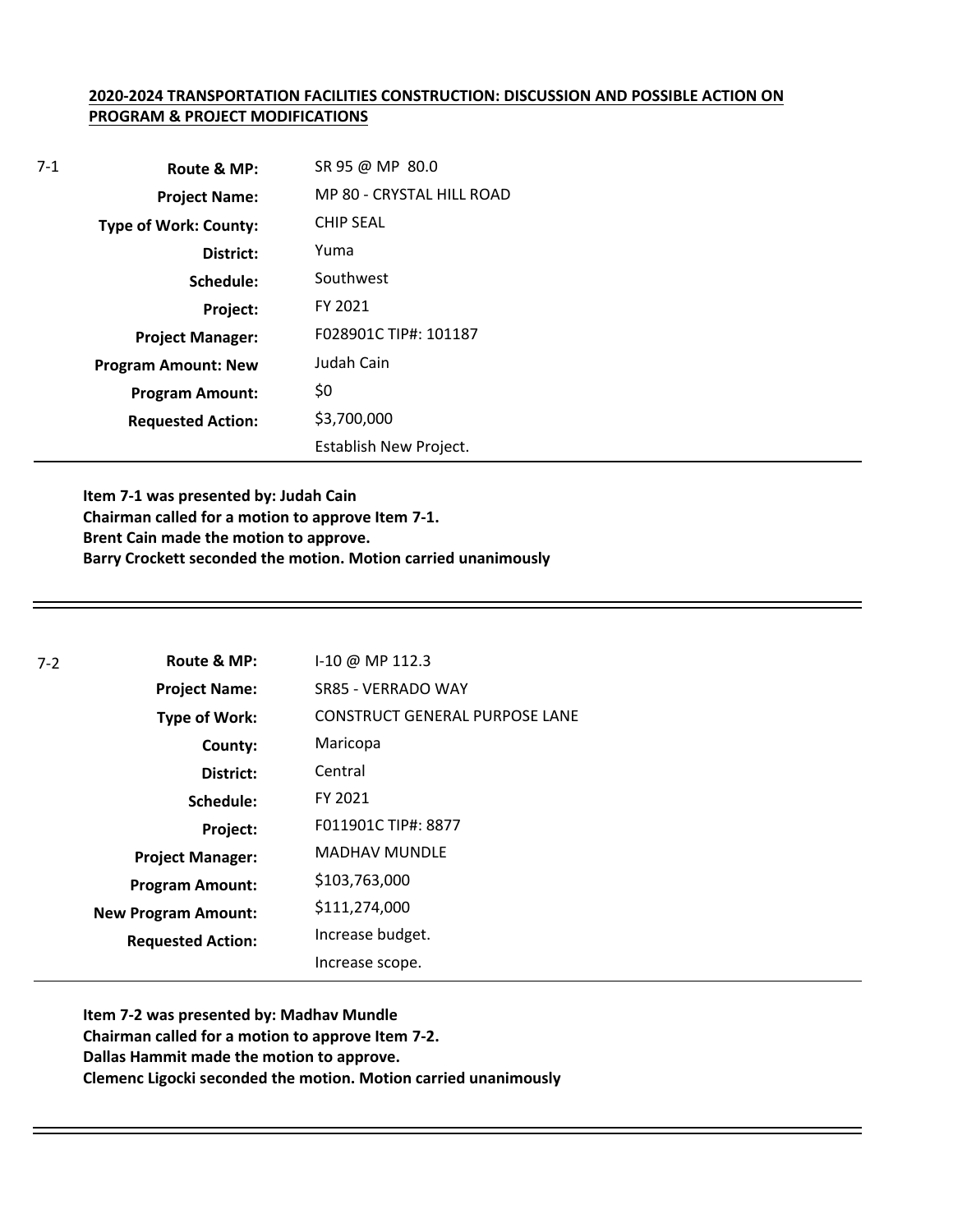**2020-2024 TRANSPORTATION FACILITIES CONSTRUCTION: DISCUSSION AND POSSIBLE ACTION ON PROGRAM & PROJECT MODIFICATIONS**

7-1

| | |
|---|---|
| **Route & MP:** | SR 95 @ MP 80.0 |
| **Project Name:** | MP 80 - CRYSTAL HILL ROAD |
| **Type of Work: County:** | CHIP SEAL |
| **District:** | Yuma |
| **Schedule:** | Southwest |
| **Project:** | FY 2021 |
| **Project Manager:** | F028901C TIP#: 101187 |
| **Program Amount: New** | Judah Cain |
| **Program Amount:** | $0 |
| **Requested Action:** | $3,700,000 |
| | Establish New Project. |

**Item 7-1 was presented by: Judah Cain**
**Chairman called for a motion to approve Item 7-1.**
**Brent Cain made the motion to approve.**
**Barry Crockett seconded the motion. Motion carried unanimously**

---

7-2

| | |
|---|---|
| **Route & MP:** | I-10 @ MP 112.3 |
| **Project Name:** | SR85 - VERRADO WAY |
| **Type of Work:** | CONSTRUCT GENERAL PURPOSE LANE |
| **County:** | Maricopa |
| **District:** | Central |
| **Schedule:** | FY 2021 |
| **Project:** | F011901C TIP#: 8877 |
| **Project Manager:** | MADHAV MUNDLE |
| **Program Amount:** | $103,763,000 |
| **New Program Amount:** | $111,274,000 |
| **Requested Action:** | Increase budget. |
| | Increase scope. |

**Item 7-2 was presented by: Madhav Mundle**
**Chairman called for a motion to approve Item 7-2.**
**Dallas Hammit made the motion to approve.**
**Clemenc Ligocki seconded the motion. Motion carried unanimously**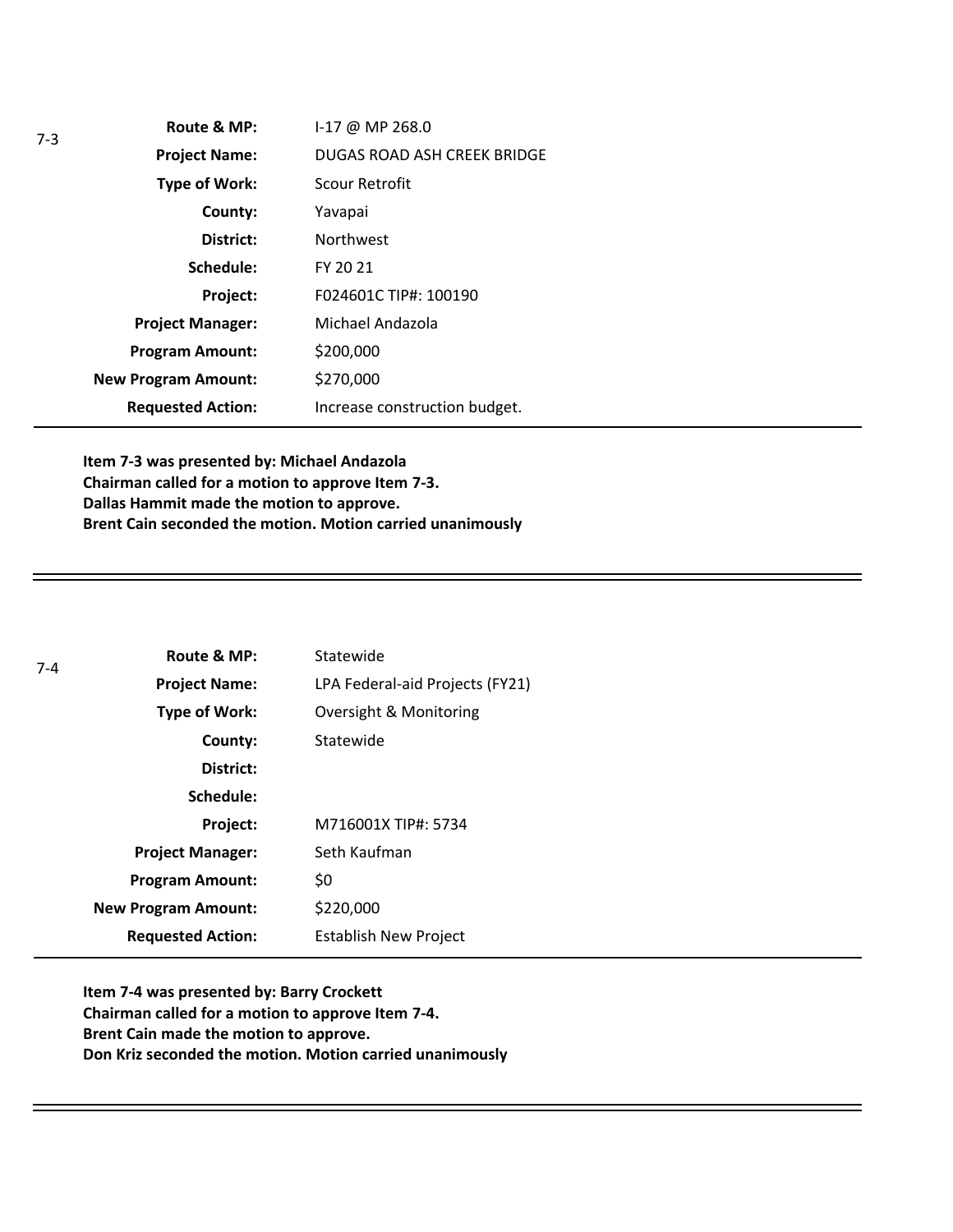7-3

| | |
|---|---|
| **Route & MP:** | I-17 @ MP 268.0 |
| **Project Name:** | DUGAS ROAD ASH CREEK BRIDGE |
| **Type of Work:** | Scour Retrofit |
| **County:** | Yavapai |
| **District:** | Northwest |
| **Schedule:** | FY 20 21 |
| **Project:** | F024601C TIP#: 100190 |
| **Project Manager:** | Michael Andazola |
| **Program Amount:** | $200,000 |
| **New Program Amount:** | $270,000 |
| **Requested Action:** | Increase construction budget. |

**Item 7-3 was presented by: Michael Andazola**
**Chairman called for a motion to approve Item 7-3.**
**Dallas Hammit made the motion to approve.**
**Brent Cain seconded the motion. Motion carried unanimously**

---

7-4

| | |
|---|---|
| **Route & MP:** | Statewide |
| **Project Name:** | LPA Federal-aid Projects (FY21) |
| **Type of Work:** | Oversight & Monitoring |
| **County:** | Statewide |
| **District:** | |
| **Schedule:** | |
| **Project:** | M716001X TIP#: 5734 |
| **Project Manager:** | Seth Kaufman |
| **Program Amount:** | $0 |
| **New Program Amount:** | $220,000 |
| **Requested Action:** | Establish New Project |

**Item 7-4 was presented by: Barry Crockett**
**Chairman called for a motion to approve Item 7-4.**
**Brent Cain made the motion to approve.**
**Don Kriz seconded the motion. Motion carried unanimously**

---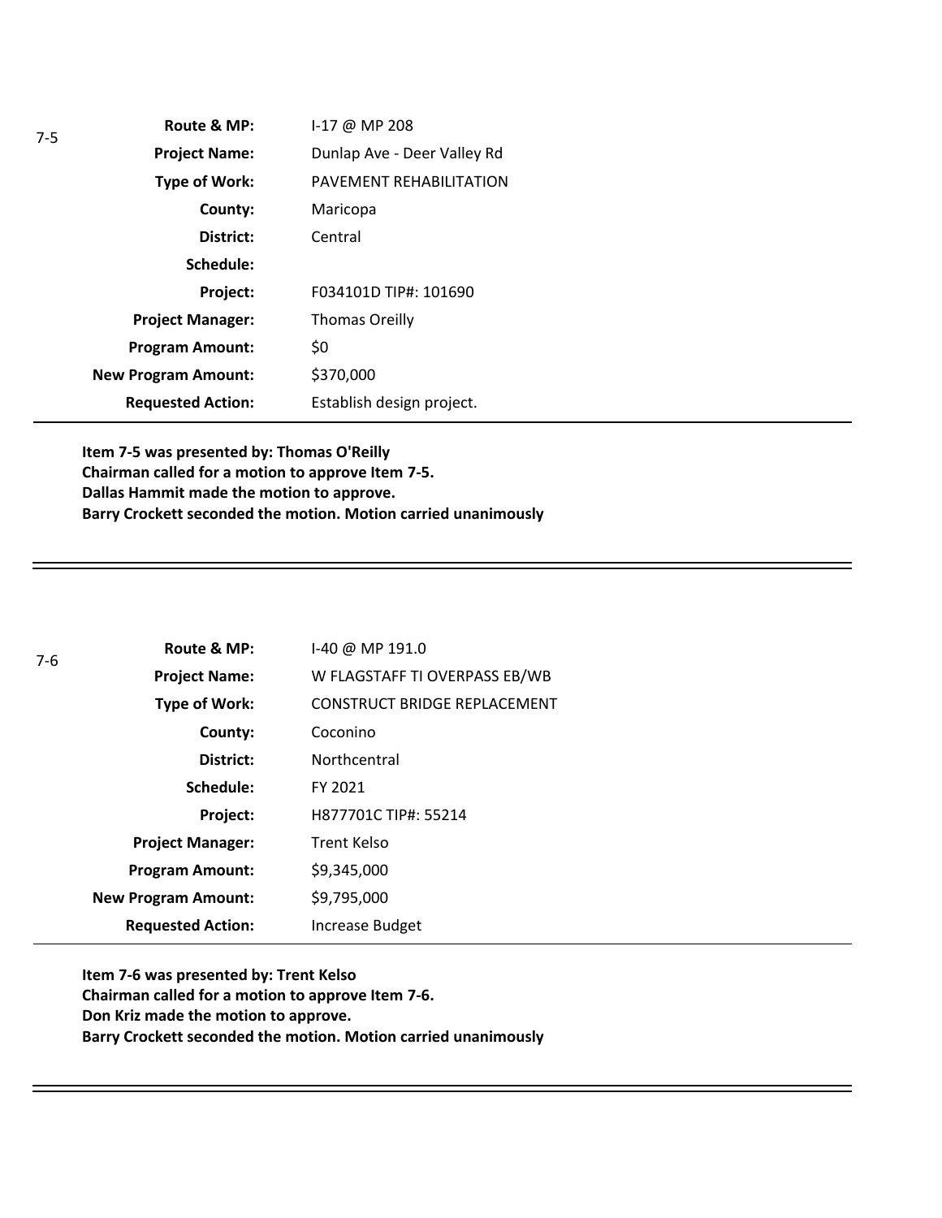7-5

| | |
|---|---|
| **Route & MP:** | I-17 @ MP 208 |
| **Project Name:** | Dunlap Ave - Deer Valley Rd |
| **Type of Work:** | PAVEMENT REHABILITATION |
| **County:** | Maricopa |
| **District:** | Central |
| **Schedule:** | |
| **Project:** | F034101D TIP#: 101690 |
| **Project Manager:** | Thomas Oreilly |
| **Program Amount:** | $0 |
| **New Program Amount:** | $370,000 |
| **Requested Action:** | Establish design project. |

**Item 7-5 was presented by: Thomas O'Reilly**
**Chairman called for a motion to approve Item 7-5.**
**Dallas Hammit made the motion to approve.**
**Barry Crockett seconded the motion. Motion carried unanimously**

---

7-6

| | |
|---|---|
| **Route & MP:** | I-40 @ MP 191.0 |
| **Project Name:** | W FLAGSTAFF TI OVERPASS EB/WB |
| **Type of Work:** | CONSTRUCT BRIDGE REPLACEMENT |
| **County:** | Coconino |
| **District:** | Northcentral |
| **Schedule:** | FY 2021 |
| **Project:** | H877701C TIP#: 55214 |
| **Project Manager:** | Trent Kelso |
| **Program Amount:** | $9,345,000 |
| **New Program Amount:** | $9,795,000 |
| **Requested Action:** | Increase Budget |

**Item 7-6 was presented by: Trent Kelso**
**Chairman called for a motion to approve Item 7-6.**
**Don Kriz made the motion to approve.**
**Barry Crockett seconded the motion. Motion carried unanimously**

---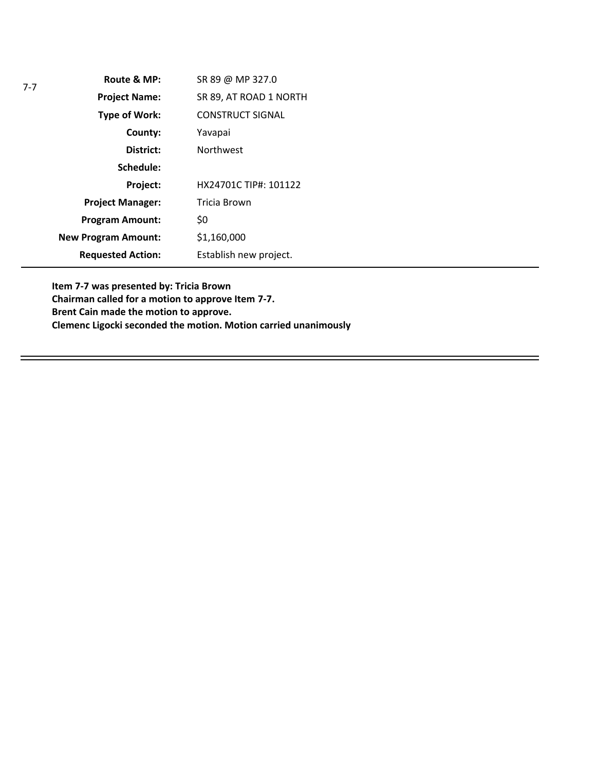7-7

| | |
|---|---|
| **Route & MP:** | SR 89 @ MP 327.0 |
| **Project Name:** | SR 89, AT ROAD 1 NORTH |
| **Type of Work:** | CONSTRUCT SIGNAL |
| **County:** | Yavapai |
| **District:** | Northwest |
| **Schedule:** | |
| **Project:** | HX24701C TIP#: 101122 |
| **Project Manager:** | Tricia Brown |
| **Program Amount:** | $0 |
| **New Program Amount:** | $1,160,000 |
| **Requested Action:** | Establish new project. |

**Item 7-7 was presented by: Tricia Brown**
**Chairman called for a motion to approve Item 7-7.**
**Brent Cain made the motion to approve.**
**Clemenc Ligocki seconded the motion. Motion carried unanimously**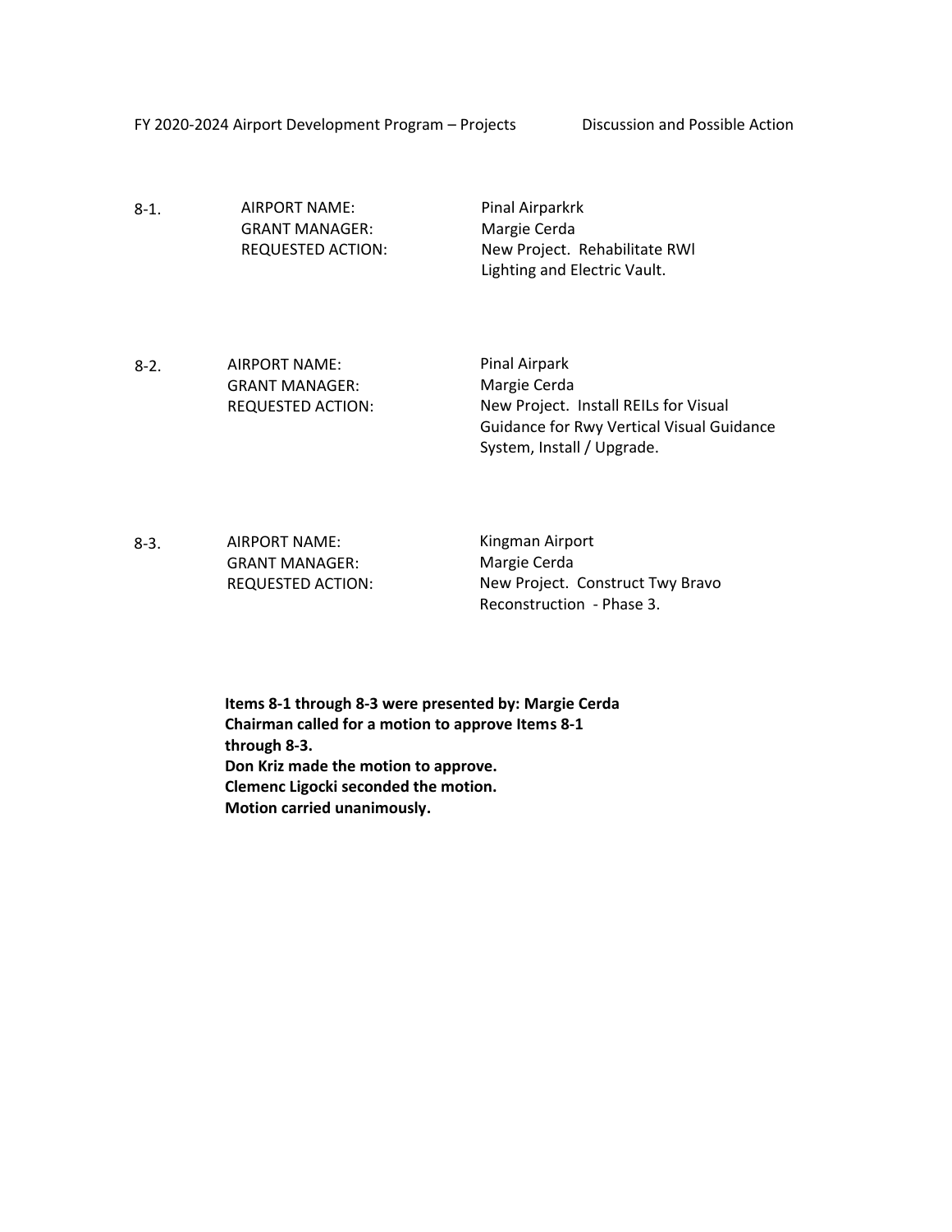FY 2020-2024 Airport Development Program – Projects Discussion and Possible Action

8-1. AIRPORT NAME: Pinal Airparkrk
GRANT MANAGER: Margie Cerda
REQUESTED ACTION: New Project. Rehabilitate RWl Lighting and Electric Vault.

8-2. AIRPORT NAME: Pinal Airpark
GRANT MANAGER: Margie Cerda
REQUESTED ACTION: New Project. Install REILs for Visual Guidance for Rwy Vertical Visual Guidance System, Install / Upgrade.

8-3. AIRPORT NAME: Kingman Airport
GRANT MANAGER: Margie Cerda
REQUESTED ACTION: New Project. Construct Twy Bravo Reconstruction - Phase 3.

**Items 8-1 through 8-3 were presented by: Margie Cerda**
**Chairman called for a motion to approve Items 8-1 through 8-3.**
**Don Kriz made the motion to approve.**
**Clemenc Ligocki seconded the motion.**
**Motion carried unanimously.**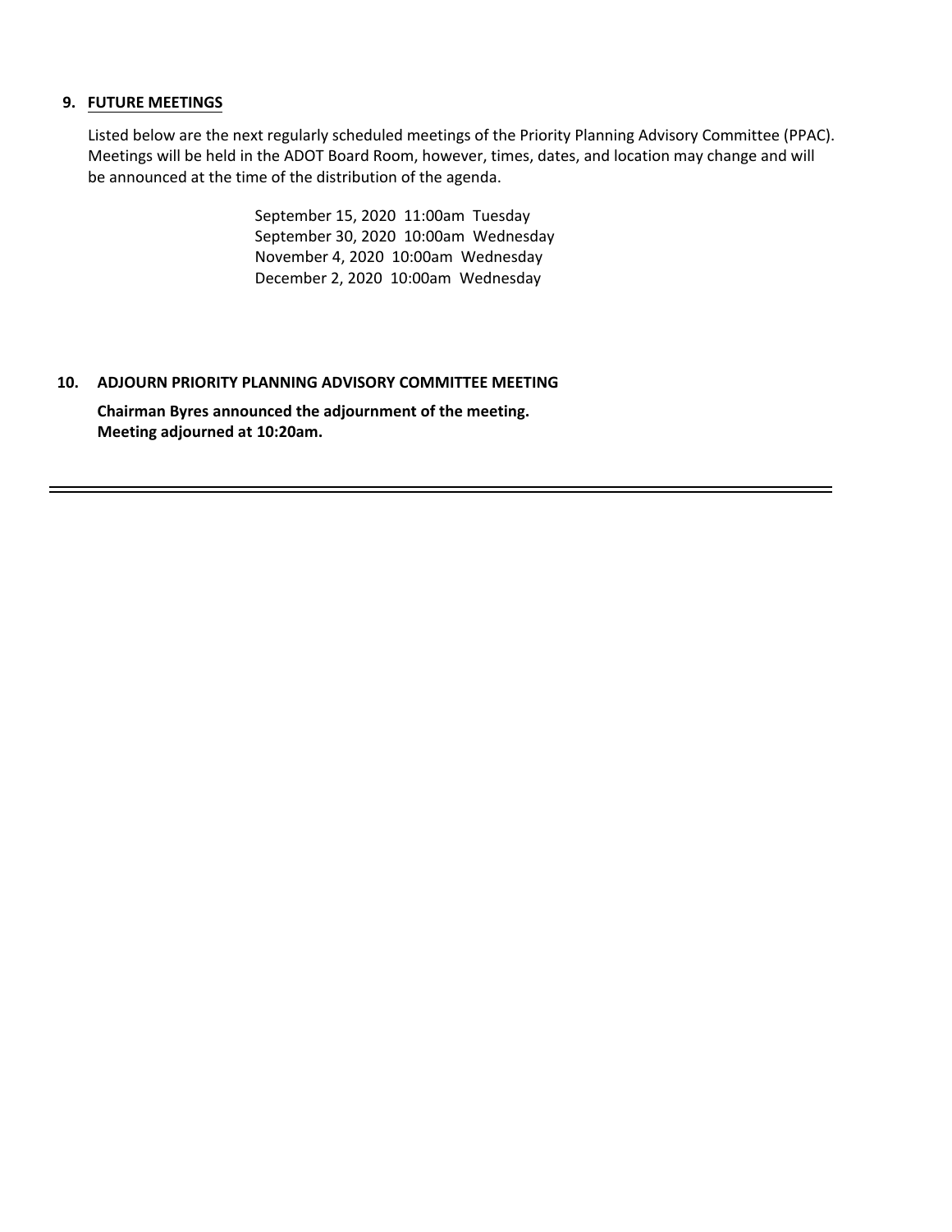**9. FUTURE MEETINGS**

Listed below are the next regularly scheduled meetings of the Priority Planning Advisory Committee (PPAC). Meetings will be held in the ADOT Board Room, however, times, dates, and location may change and will be announced at the time of the distribution of the agenda.

September 15, 2020 11:00am Tuesday
September 30, 2020 10:00am Wednesday
November 4, 2020 10:00am Wednesday
December 2, 2020 10:00am Wednesday

**10. ADJOURN PRIORITY PLANNING ADVISORY COMMITTEE MEETING**

**Chairman Byres announced the adjournment of the meeting.**
**Meeting adjourned at 10:20am.**